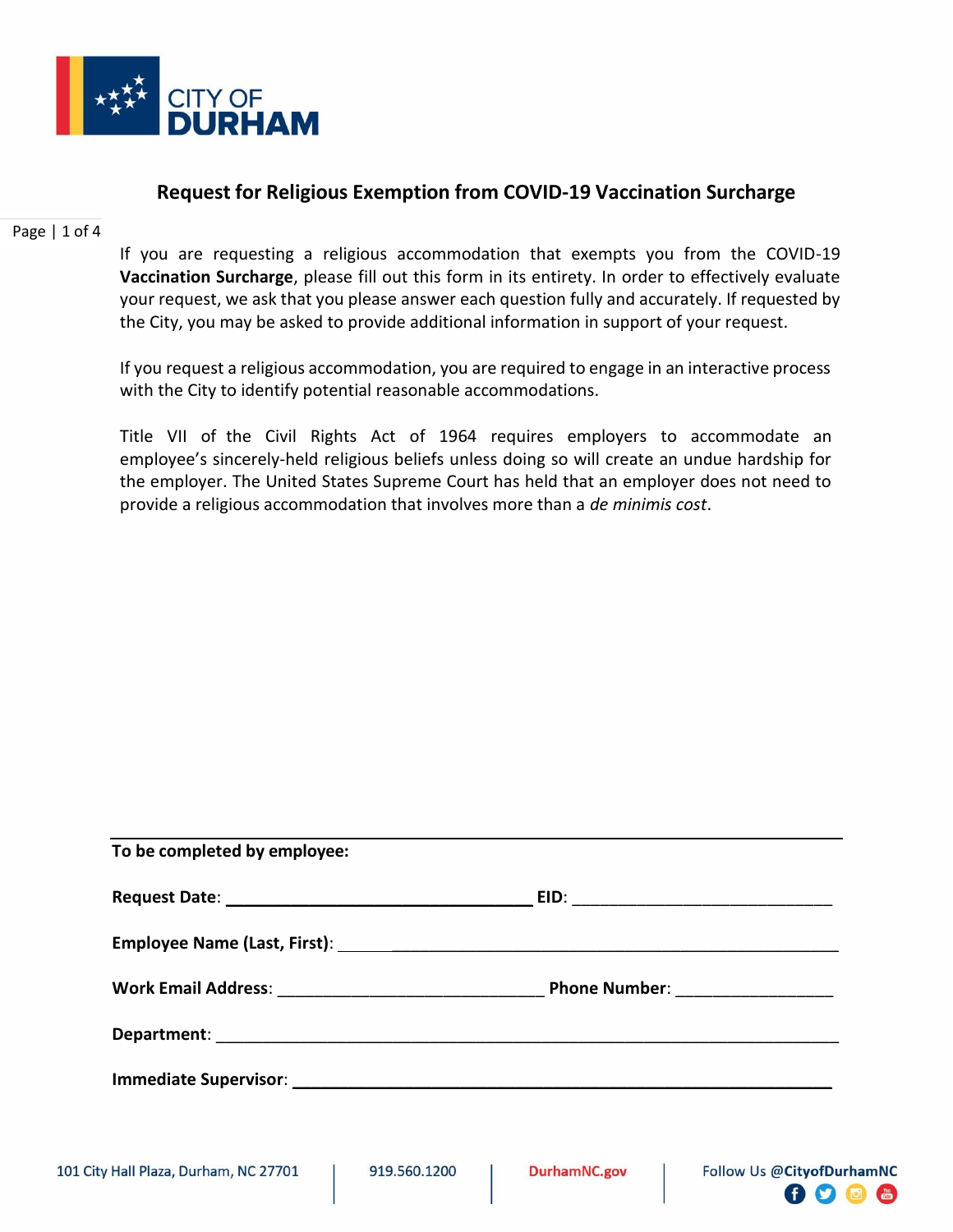CITY OF DURHAM

# Request for Religious Exemption from COVID-19 Vaccination Surcharge

If you are requesting a religious accommodation that exempts you from the COVID-19 **Vaccination Surcharge**, please fill out this form in its entirety. In order to effectively evaluate your request, we ask that you please answer each question fully and accurately. If requested by the City, you may be asked to provide additional information in support of your request.

If you request a religious accommodation, you are required to engage in an interactive process with the City to identify potential reasonable accommodations.

Title VII of the Civil Rights Act of 1964 requires employers to accommodate an employee's sincerely-held religious beliefs unless doing so will create an undue hardship for the employer. The United States Supreme Court has held that an employer does not need to provide a religious accommodation that involves more than a *de minimis cost*.

---

**To be completed by employee:**

**Request Date**: ______________________ **EID**: ______________________

**Employee Name (Last, First)**: ______________________________________________

**Work Email Address**: ______________________ **Phone Number**: ______________

**Department**: ______________________________________________

**Immediate Supervisor**: ______________________________________________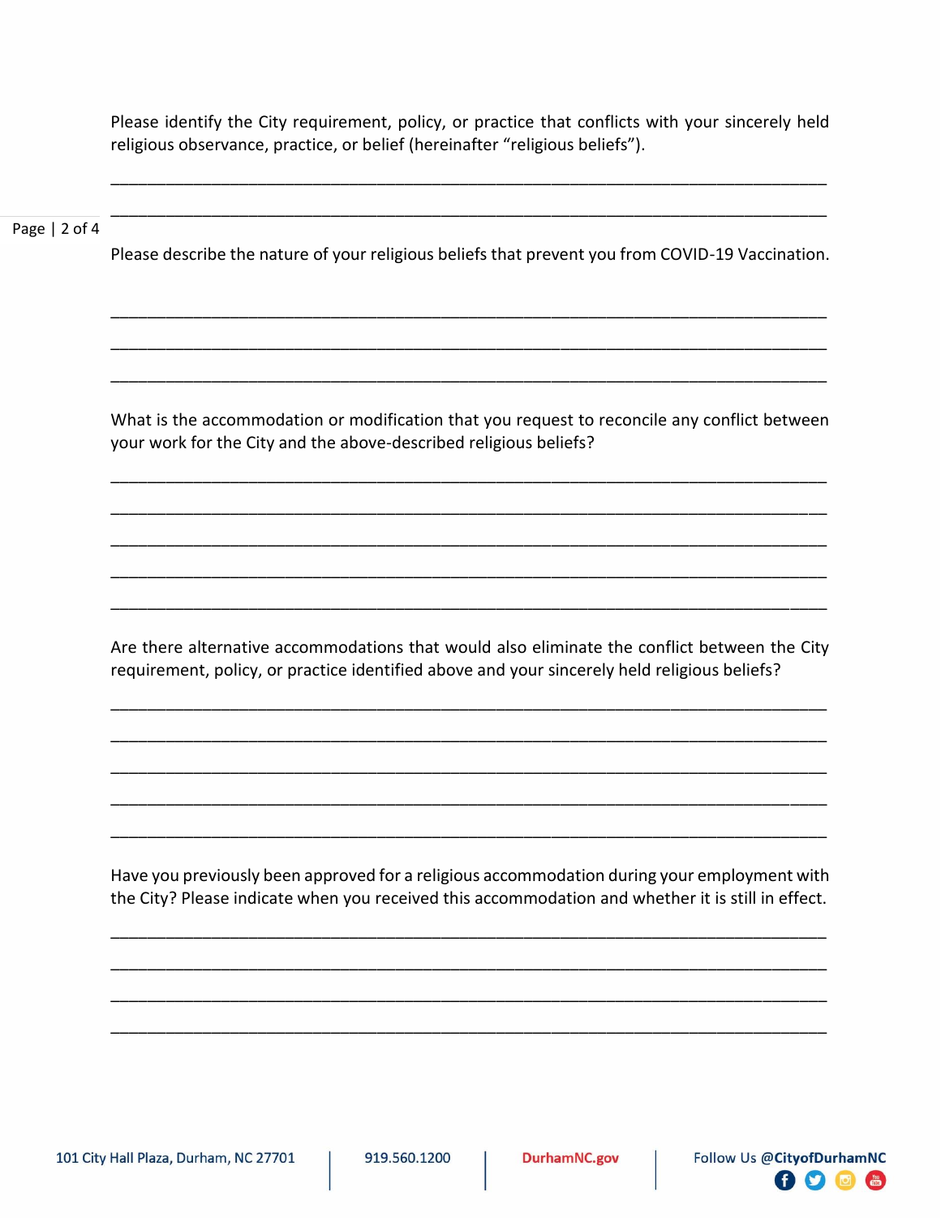Please identify the City requirement, policy, or practice that conflicts with your sincerely held religious observance, practice, or belief (hereinafter "religious beliefs").

___________________________________________________________________________

___________________________________________________________________________

Please describe the nature of your religious beliefs that prevent you from COVID-19 Vaccination.

___________________________________________________________________________

___________________________________________________________________________

___________________________________________________________________________

What is the accommodation or modification that you request to reconcile any conflict between your work for the City and the above-described religious beliefs?

___________________________________________________________________________

___________________________________________________________________________

___________________________________________________________________________

___________________________________________________________________________

___________________________________________________________________________

Are there alternative accommodations that would also eliminate the conflict between the City requirement, policy, or practice identified above and your sincerely held religious beliefs?

___________________________________________________________________________

___________________________________________________________________________

___________________________________________________________________________

___________________________________________________________________________

___________________________________________________________________________

Have you previously been approved for a religious accommodation during your employment with the City? Please indicate when you received this accommodation and whether it is still in effect.

___________________________________________________________________________

___________________________________________________________________________

___________________________________________________________________________

___________________________________________________________________________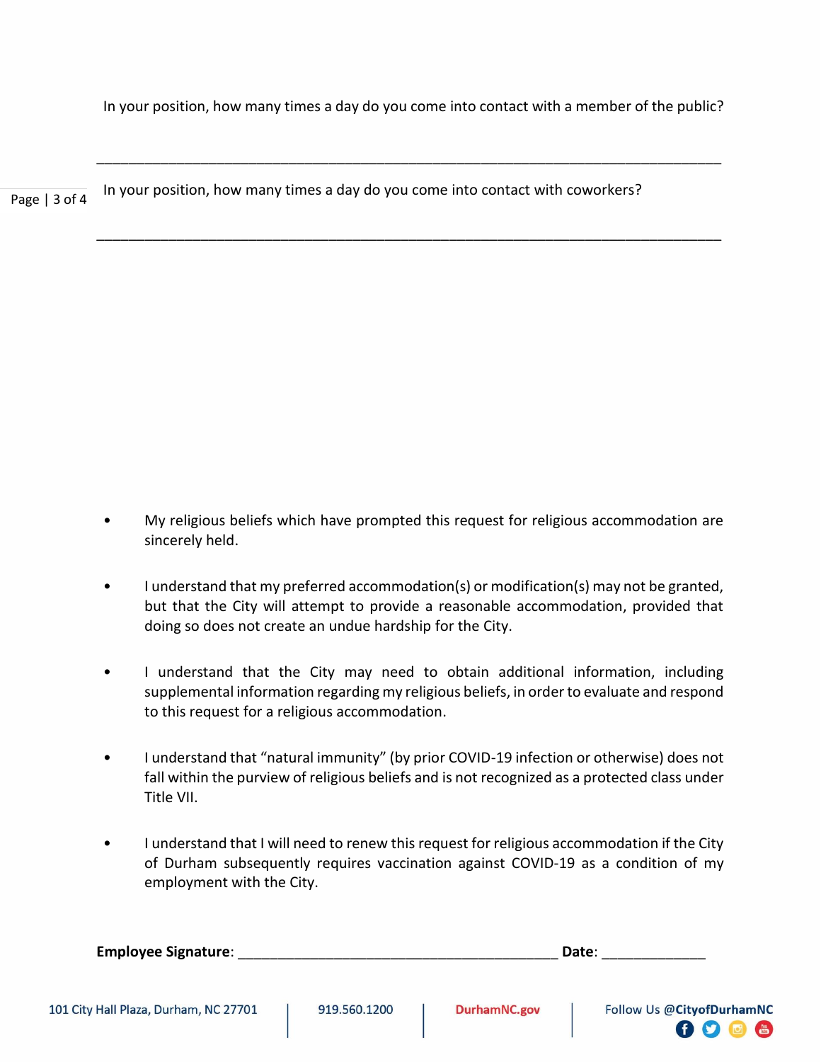In your position, how many times a day do you come into contact with a member of the public?

______________________________________________________________________________

In your position, how many times a day do you come into contact with coworkers?

______________________________________________________________________________

- My religious beliefs which have prompted this request for religious accommodation are sincerely held.

- I understand that my preferred accommodation(s) or modification(s) may not be granted, but that the City will attempt to provide a reasonable accommodation, provided that doing so does not create an undue hardship for the City.

- I understand that the City may need to obtain additional information, including supplemental information regarding my religious beliefs, in order to evaluate and respond to this request for a religious accommodation.

- I understand that "natural immunity" (by prior COVID-19 infection or otherwise) does not fall within the purview of religious beliefs and is not recognized as a protected class under Title VII.

- I understand that I will need to renew this request for religious accommodation if the City of Durham subsequently requires vaccination against COVID-19 as a condition of my employment with the City.

**Employee Signature**: ________________________________________ **Date**: _____________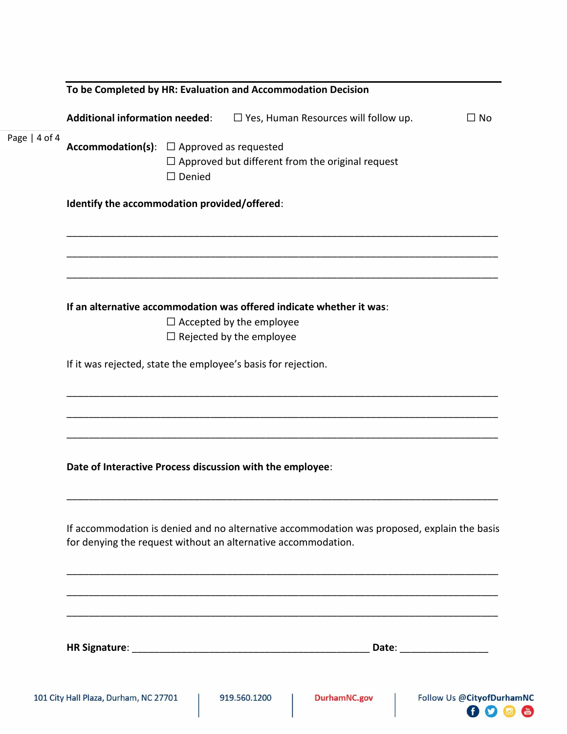**To be Completed by HR: Evaluation and Accommodation Decision**

**Additional information needed**: ☐ Yes, Human Resources will follow up. ☐ No

**Accommodation(s)**:
☐ Approved as requested
☐ Approved but different from the original request
☐ Denied

**Identify the accommodation provided/offered**:

\_\_\_\_\_\_\_\_\_\_\_\_\_\_\_\_\_\_\_\_\_\_\_\_\_\_\_\_\_\_\_\_\_\_\_\_\_\_\_\_\_\_\_\_\_\_\_\_\_\_\_\_\_\_\_\_\_\_\_\_\_\_\_\_\_\_\_\_\_\_\_\_\_\_\_\_

\_\_\_\_\_\_\_\_\_\_\_\_\_\_\_\_\_\_\_\_\_\_\_\_\_\_\_\_\_\_\_\_\_\_\_\_\_\_\_\_\_\_\_\_\_\_\_\_\_\_\_\_\_\_\_\_\_\_\_\_\_\_\_\_\_\_\_\_\_\_\_\_\_\_\_\_

\_\_\_\_\_\_\_\_\_\_\_\_\_\_\_\_\_\_\_\_\_\_\_\_\_\_\_\_\_\_\_\_\_\_\_\_\_\_\_\_\_\_\_\_\_\_\_\_\_\_\_\_\_\_\_\_\_\_\_\_\_\_\_\_\_\_\_\_\_\_\_\_\_\_\_\_

**If an alternative accommodation was offered indicate whether it was**:
☐ Accepted by the employee
☐ Rejected by the employee

If it was rejected, state the employee's basis for rejection.

\_\_\_\_\_\_\_\_\_\_\_\_\_\_\_\_\_\_\_\_\_\_\_\_\_\_\_\_\_\_\_\_\_\_\_\_\_\_\_\_\_\_\_\_\_\_\_\_\_\_\_\_\_\_\_\_\_\_\_\_\_\_\_\_\_\_\_\_\_\_\_\_\_\_\_\_

\_\_\_\_\_\_\_\_\_\_\_\_\_\_\_\_\_\_\_\_\_\_\_\_\_\_\_\_\_\_\_\_\_\_\_\_\_\_\_\_\_\_\_\_\_\_\_\_\_\_\_\_\_\_\_\_\_\_\_\_\_\_\_\_\_\_\_\_\_\_\_\_\_\_\_\_

\_\_\_\_\_\_\_\_\_\_\_\_\_\_\_\_\_\_\_\_\_\_\_\_\_\_\_\_\_\_\_\_\_\_\_\_\_\_\_\_\_\_\_\_\_\_\_\_\_\_\_\_\_\_\_\_\_\_\_\_\_\_\_\_\_\_\_\_\_\_\_\_\_\_\_\_

**Date of Interactive Process discussion with the employee**:

\_\_\_\_\_\_\_\_\_\_\_\_\_\_\_\_\_\_\_\_\_\_\_\_\_\_\_\_\_\_\_\_\_\_\_\_\_\_\_\_\_\_\_\_\_\_\_\_\_\_\_\_\_\_\_\_\_\_\_\_\_\_\_\_\_\_\_\_\_\_\_\_\_\_\_\_

If accommodation is denied and no alternative accommodation was proposed, explain the basis for denying the request without an alternative accommodation.

\_\_\_\_\_\_\_\_\_\_\_\_\_\_\_\_\_\_\_\_\_\_\_\_\_\_\_\_\_\_\_\_\_\_\_\_\_\_\_\_\_\_\_\_\_\_\_\_\_\_\_\_\_\_\_\_\_\_\_\_\_\_\_\_\_\_\_\_\_\_\_\_\_\_\_\_

\_\_\_\_\_\_\_\_\_\_\_\_\_\_\_\_\_\_\_\_\_\_\_\_\_\_\_\_\_\_\_\_\_\_\_\_\_\_\_\_\_\_\_\_\_\_\_\_\_\_\_\_\_\_\_\_\_\_\_\_\_\_\_\_\_\_\_\_\_\_\_\_\_\_\_\_

\_\_\_\_\_\_\_\_\_\_\_\_\_\_\_\_\_\_\_\_\_\_\_\_\_\_\_\_\_\_\_\_\_\_\_\_\_\_\_\_\_\_\_\_\_\_\_\_\_\_\_\_\_\_\_\_\_\_\_\_\_\_\_\_\_\_\_\_\_\_\_\_\_\_\_\_

**HR Signature**: \_\_\_\_\_\_\_\_\_\_\_\_\_\_\_\_\_\_\_\_\_\_\_\_\_\_\_\_\_\_\_\_\_\_\_\_\_\_\_\_\_\_\_\_ **Date**: \_\_\_\_\_\_\_\_\_\_\_\_\_\_\_\_